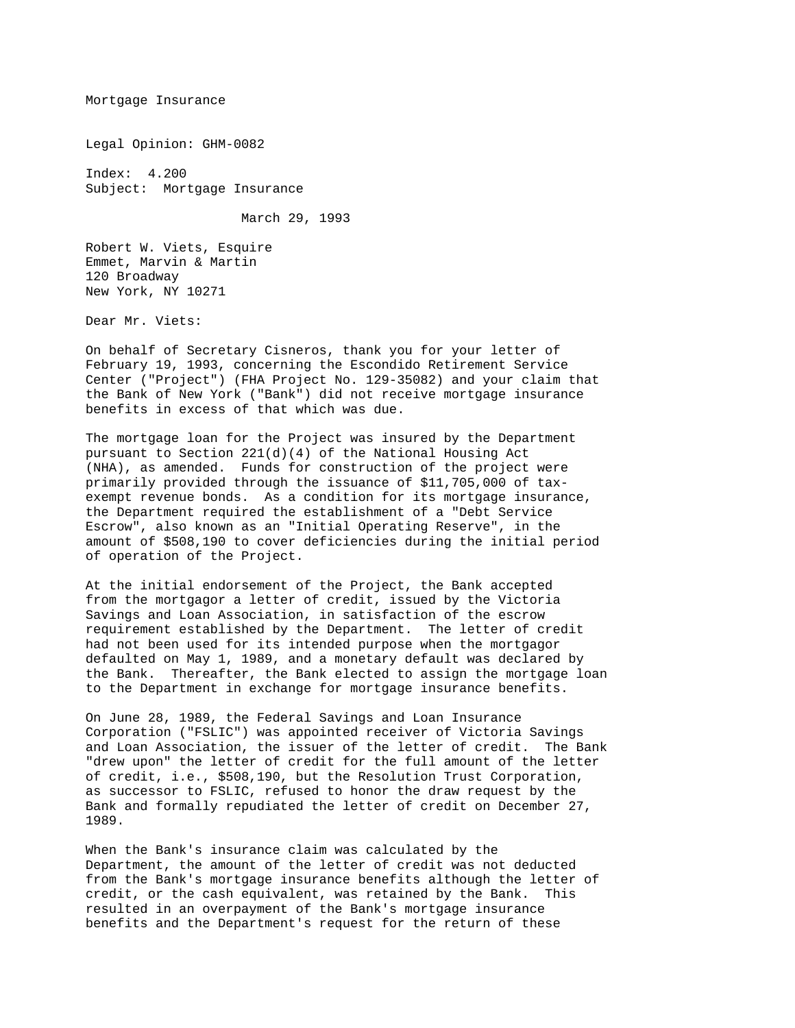Mortgage Insurance

Legal Opinion: GHM-0082

Index: 4.200
Subject: Mortgage Insurance

March 29, 1993

Robert W. Viets, Esquire
Emmet, Marvin & Martin
120 Broadway
New York, NY 10271

Dear Mr. Viets:

On behalf of Secretary Cisneros, thank you for your letter of February 19, 1993, concerning the Escondido Retirement Service Center ("Project") (FHA Project No. 129-35082) and your claim that the Bank of New York ("Bank") did not receive mortgage insurance benefits in excess of that which was due.

The mortgage loan for the Project was insured by the Department pursuant to Section 221(d)(4) of the National Housing Act (NHA), as amended. Funds for construction of the project were primarily provided through the issuance of $11,705,000 of tax-exempt revenue bonds. As a condition for its mortgage insurance, the Department required the establishment of a "Debt Service Escrow", also known as an "Initial Operating Reserve", in the amount of $508,190 to cover deficiencies during the initial period of operation of the Project.

At the initial endorsement of the Project, the Bank accepted from the mortgagor a letter of credit, issued by the Victoria Savings and Loan Association, in satisfaction of the escrow requirement established by the Department. The letter of credit had not been used for its intended purpose when the mortgagor defaulted on May 1, 1989, and a monetary default was declared by the Bank. Thereafter, the Bank elected to assign the mortgage loan to the Department in exchange for mortgage insurance benefits.

On June 28, 1989, the Federal Savings and Loan Insurance Corporation ("FSLIC") was appointed receiver of Victoria Savings and Loan Association, the issuer of the letter of credit. The Bank "drew upon" the letter of credit for the full amount of the letter of credit, i.e., $508,190, but the Resolution Trust Corporation, as successor to FSLIC, refused to honor the draw request by the Bank and formally repudiated the letter of credit on December 27, 1989.

When the Bank's insurance claim was calculated by the Department, the amount of the letter of credit was not deducted from the Bank's mortgage insurance benefits although the letter of credit, or the cash equivalent, was retained by the Bank. This resulted in an overpayment of the Bank's mortgage insurance benefits and the Department's request for the return of these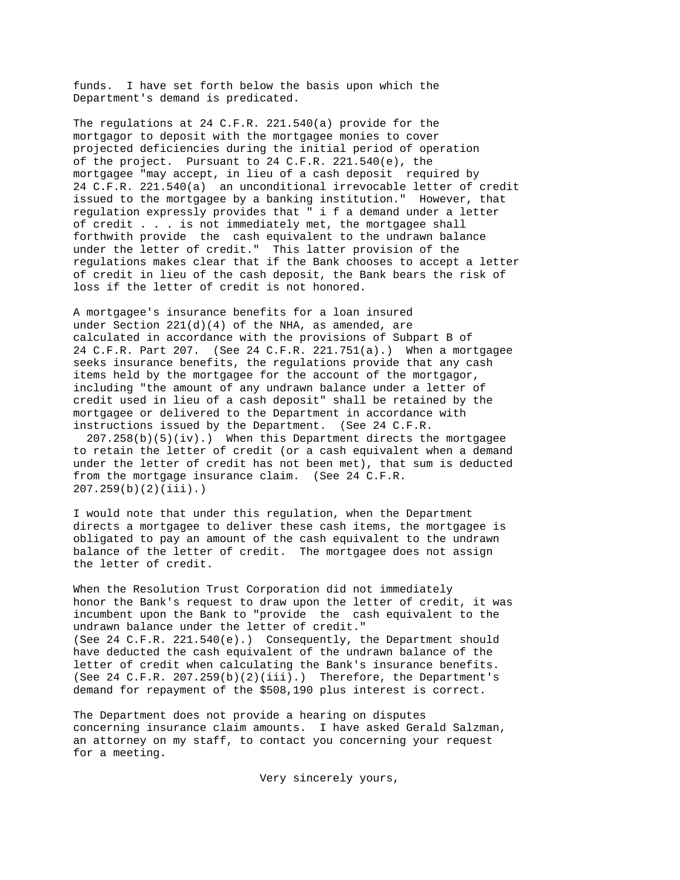funds. I have set forth below the basis upon which the Department's demand is predicated.

The regulations at 24 C.F.R. 221.540(a) provide for the mortgagor to deposit with the mortgagee monies to cover projected deficiencies during the initial period of operation of the project. Pursuant to 24 C.F.R. 221.540(e), the mortgagee "may accept, in lieu of a cash deposit required by 24 C.F.R. 221.540(a) an unconditional irrevocable letter of credit issued to the mortgagee by a banking institution." However, that regulation expressly provides that " i f a demand under a letter of credit . . . is not immediately met, the mortgagee shall forthwith provide the cash equivalent to the undrawn balance under the letter of credit." This latter provision of the regulations makes clear that if the Bank chooses to accept a letter of credit in lieu of the cash deposit, the Bank bears the risk of loss if the letter of credit is not honored.

A mortgagee's insurance benefits for a loan insured under Section 221(d)(4) of the NHA, as amended, are calculated in accordance with the provisions of Subpart B of 24 C.F.R. Part 207. (See 24 C.F.R. 221.751(a).) When a mortgagee seeks insurance benefits, the regulations provide that any cash items held by the mortgagee for the account of the mortgagor, including "the amount of any undrawn balance under a letter of credit used in lieu of a cash deposit" shall be retained by the mortgagee or delivered to the Department in accordance with instructions issued by the Department. (See 24 C.F.R. 207.258(b)(5)(iv).) When this Department directs the mortgagee to retain the letter of credit (or a cash equivalent when a demand under the letter of credit has not been met), that sum is deducted from the mortgage insurance claim. (See 24 C.F.R. 207.259(b)(2)(iii).)

I would note that under this regulation, when the Department directs a mortgagee to deliver these cash items, the mortgagee is obligated to pay an amount of the cash equivalent to the undrawn balance of the letter of credit. The mortgagee does not assign the letter of credit.

When the Resolution Trust Corporation did not immediately honor the Bank's request to draw upon the letter of credit, it was incumbent upon the Bank to "provide the cash equivalent to the undrawn balance under the letter of credit." (See 24 C.F.R. 221.540(e).) Consequently, the Department should have deducted the cash equivalent of the undrawn balance of the letter of credit when calculating the Bank's insurance benefits. (See 24 C.F.R. 207.259(b)(2)(iii).) Therefore, the Department's demand for repayment of the $508,190 plus interest is correct.

The Department does not provide a hearing on disputes concerning insurance claim amounts. I have asked Gerald Salzman, an attorney on my staff, to contact you concerning your request for a meeting.

Very sincerely yours,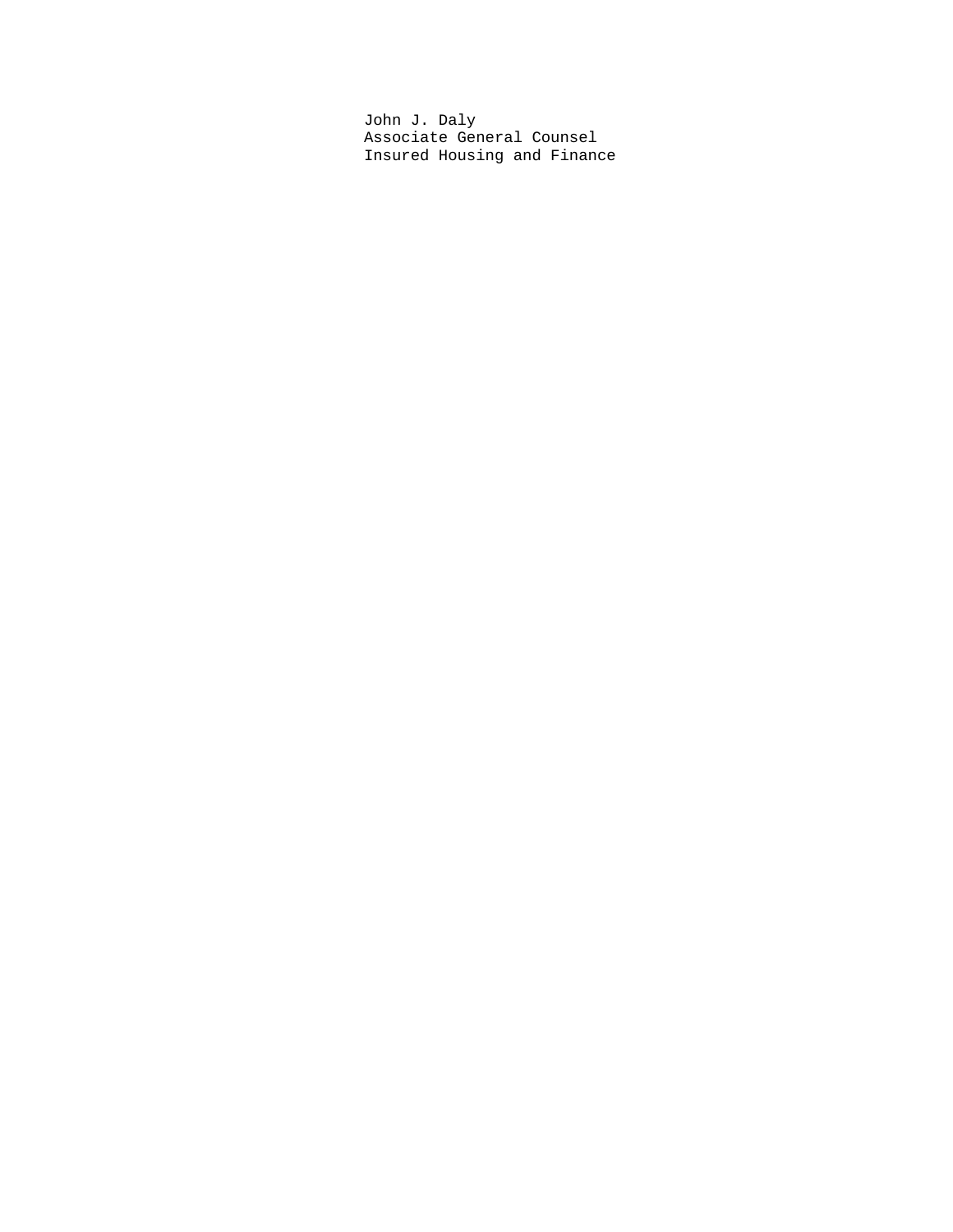John J. Daly  
Associate General Counsel  
Insured Housing and Finance